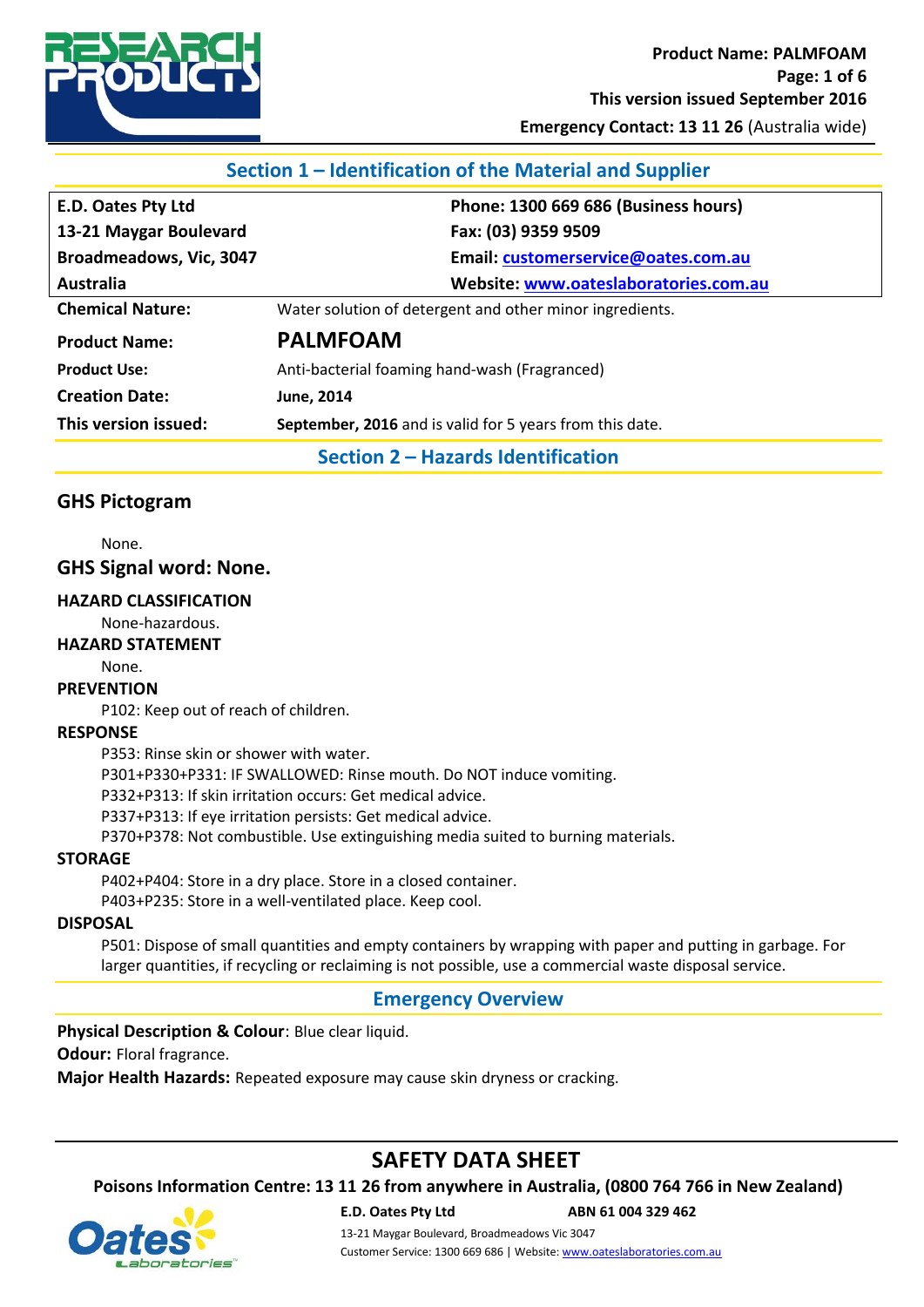## Section 1 – Identification of the Material and Supplier

| | |
|---|---|
| **E.D. Oates Pty Ltd** | **Phone: 1300 669 686 (Business hours)** |
| **13-21 Maygar Boulevard** | **Fax: (03) 9359 9509** |
| **Broadmeadows, Vic, 3047** | **Email: customerservice@oates.com.au** |
| **Australia** | **Website: www.oateslaboratories.com.au** |

| | |
|---|---|
| **Chemical Nature:** | Water solution of detergent and other minor ingredients. |
| **Product Name:** | **PALMFOAM** |
| **Product Use:** | Anti-bacterial foaming hand-wash (Fragranced) |
| **Creation Date:** | **June, 2014** |
| **This version issued:** | **September, 2016** and is valid for 5 years from this date. |

## Section 2 – Hazards Identification

### GHS Pictogram

None.

### GHS Signal word: None.

**HAZARD CLASSIFICATION**

None-hazardous.

**HAZARD STATEMENT**

None.

**PREVENTION**

P102: Keep out of reach of children.

**RESPONSE**

P353: Rinse skin or shower with water.
P301+P330+P331: IF SWALLOWED: Rinse mouth. Do NOT induce vomiting.
P332+P313: If skin irritation occurs: Get medical advice.
P337+P313: If eye irritation persists: Get medical advice.
P370+P378: Not combustible. Use extinguishing media suited to burning materials.

**STORAGE**

P402+P404: Store in a dry place. Store in a closed container.
P403+P235: Store in a well-ventilated place. Keep cool.

**DISPOSAL**

P501: Dispose of small quantities and empty containers by wrapping with paper and putting in garbage. For larger quantities, if recycling or reclaiming is not possible, use a commercial waste disposal service.

## Emergency Overview

**Physical Description & Colour**: Blue clear liquid.

**Odour:** Floral fragrance.

**Major Health Hazards:** Repeated exposure may cause skin dryness or cracking.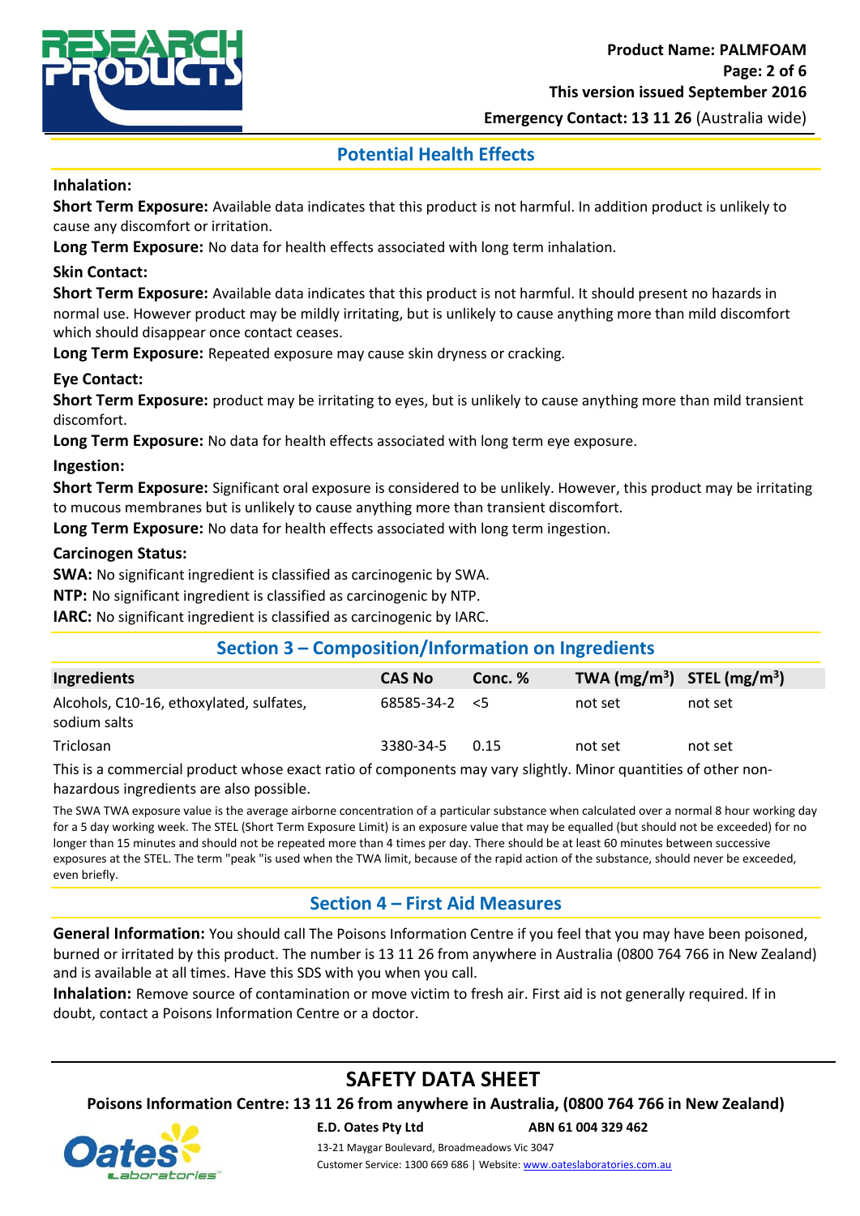## Potential Health Effects

### Inhalation:

**Short Term Exposure:** Available data indicates that this product is not harmful. In addition product is unlikely to cause any discomfort or irritation.

**Long Term Exposure:** No data for health effects associated with long term inhalation.

### Skin Contact:

**Short Term Exposure:** Available data indicates that this product is not harmful. It should present no hazards in normal use. However product may be mildly irritating, but is unlikely to cause anything more than mild discomfort which should disappear once contact ceases.

**Long Term Exposure:** Repeated exposure may cause skin dryness or cracking.

### Eye Contact:

**Short Term Exposure:** product may be irritating to eyes, but is unlikely to cause anything more than mild transient discomfort.

**Long Term Exposure:** No data for health effects associated with long term eye exposure.

### Ingestion:

**Short Term Exposure:** Significant oral exposure is considered to be unlikely. However, this product may be irritating to mucous membranes but is unlikely to cause anything more than transient discomfort.

**Long Term Exposure:** No data for health effects associated with long term ingestion.

### Carcinogen Status:

**SWA:** No significant ingredient is classified as carcinogenic by SWA.

**NTP:** No significant ingredient is classified as carcinogenic by NTP.

**IARC:** No significant ingredient is classified as carcinogenic by IARC.

## Section 3 – Composition/Information on Ingredients

| Ingredients | CAS No | Conc. % | TWA ($mg/m^3$) | STEL ($mg/m^3$) |
|---|---|---|---|---|
| Alcohols, C10-16, ethoxylated, sulfates, sodium salts | 68585-34-2 | <5 | not set | not set |
| Triclosan | 3380-34-5 | 0.15 | not set | not set |

This is a commercial product whose exact ratio of components may vary slightly. Minor quantities of other non-hazardous ingredients are also possible.

The SWA TWA exposure value is the average airborne concentration of a particular substance when calculated over a normal 8 hour working day for a 5 day working week. The STEL (Short Term Exposure Limit) is an exposure value that may be equalled (but should not be exceeded) for no longer than 15 minutes and should not be repeated more than 4 times per day. There should be at least 60 minutes between successive exposures at the STEL. The term "peak "is used when the TWA limit, because of the rapid action of the substance, should never be exceeded, even briefly.

## Section 4 – First Aid Measures

**General Information:** You should call The Poisons Information Centre if you feel that you may have been poisoned, burned or irritated by this product. The number is 13 11 26 from anywhere in Australia (0800 764 766 in New Zealand) and is available at all times. Have this SDS with you when you call.

**Inhalation:** Remove source of contamination or move victim to fresh air. First aid is not generally required. If in doubt, contact a Poisons Information Centre or a doctor.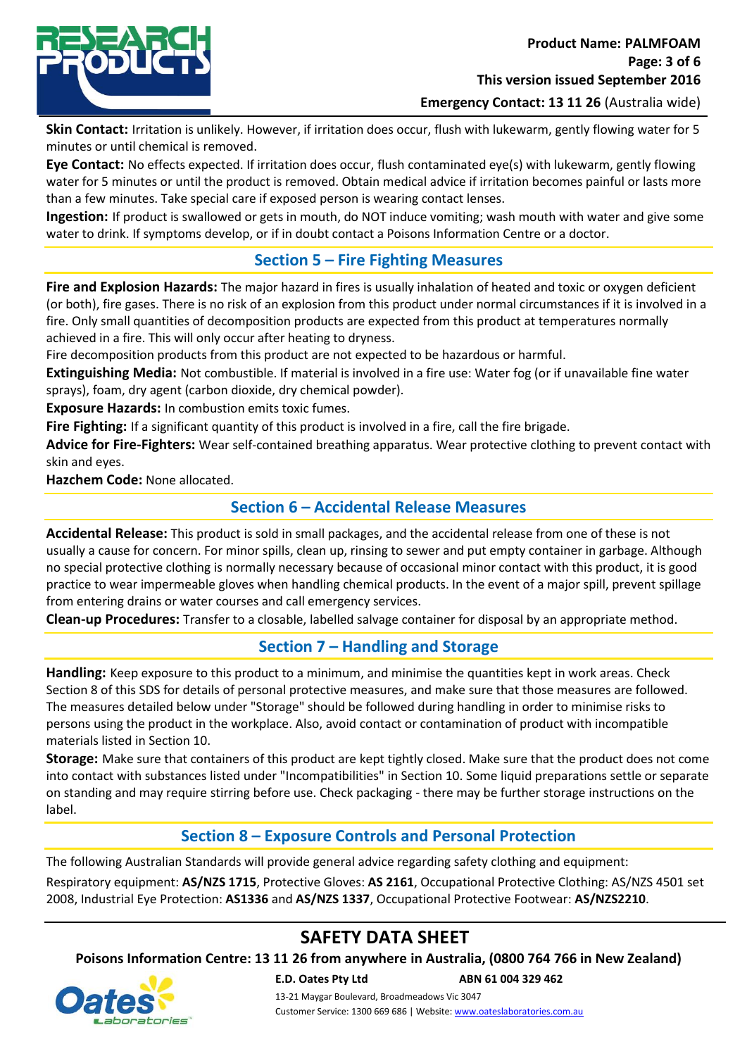**Skin Contact:** Irritation is unlikely. However, if irritation does occur, flush with lukewarm, gently flowing water for 5 minutes or until chemical is removed.

**Eye Contact:** No effects expected. If irritation does occur, flush contaminated eye(s) with lukewarm, gently flowing water for 5 minutes or until the product is removed. Obtain medical advice if irritation becomes painful or lasts more than a few minutes. Take special care if exposed person is wearing contact lenses.

**Ingestion:** If product is swallowed or gets in mouth, do NOT induce vomiting; wash mouth with water and give some water to drink. If symptoms develop, or if in doubt contact a Poisons Information Centre or a doctor.

## Section 5 – Fire Fighting Measures

**Fire and Explosion Hazards:** The major hazard in fires is usually inhalation of heated and toxic or oxygen deficient (or both), fire gases. There is no risk of an explosion from this product under normal circumstances if it is involved in a fire. Only small quantities of decomposition products are expected from this product at temperatures normally achieved in a fire. This will only occur after heating to dryness.

Fire decomposition products from this product are not expected to be hazardous or harmful.

**Extinguishing Media:** Not combustible. If material is involved in a fire use: Water fog (or if unavailable fine water sprays), foam, dry agent (carbon dioxide, dry chemical powder).

**Exposure Hazards:** In combustion emits toxic fumes.

**Fire Fighting:** If a significant quantity of this product is involved in a fire, call the fire brigade.

**Advice for Fire-Fighters:** Wear self-contained breathing apparatus. Wear protective clothing to prevent contact with skin and eyes.

**Hazchem Code:** None allocated.

## Section 6 – Accidental Release Measures

**Accidental Release:** This product is sold in small packages, and the accidental release from one of these is not usually a cause for concern. For minor spills, clean up, rinsing to sewer and put empty container in garbage. Although no special protective clothing is normally necessary because of occasional minor contact with this product, it is good practice to wear impermeable gloves when handling chemical products. In the event of a major spill, prevent spillage from entering drains or water courses and call emergency services.

**Clean-up Procedures:** Transfer to a closable, labelled salvage container for disposal by an appropriate method.

## Section 7 – Handling and Storage

**Handling:** Keep exposure to this product to a minimum, and minimise the quantities kept in work areas. Check Section 8 of this SDS for details of personal protective measures, and make sure that those measures are followed. The measures detailed below under "Storage" should be followed during handling in order to minimise risks to persons using the product in the workplace. Also, avoid contact or contamination of product with incompatible materials listed in Section 10.

**Storage:** Make sure that containers of this product are kept tightly closed. Make sure that the product does not come into contact with substances listed under "Incompatibilities" in Section 10. Some liquid preparations settle or separate on standing and may require stirring before use. Check packaging - there may be further storage instructions on the label.

## Section 8 – Exposure Controls and Personal Protection

The following Australian Standards will provide general advice regarding safety clothing and equipment:

Respiratory equipment: **AS/NZS 1715**, Protective Gloves: **AS 2161**, Occupational Protective Clothing: AS/NZS 4501 set 2008, Industrial Eye Protection: **AS1336** and **AS/NZS 1337**, Occupational Protective Footwear: **AS/NZS2210**.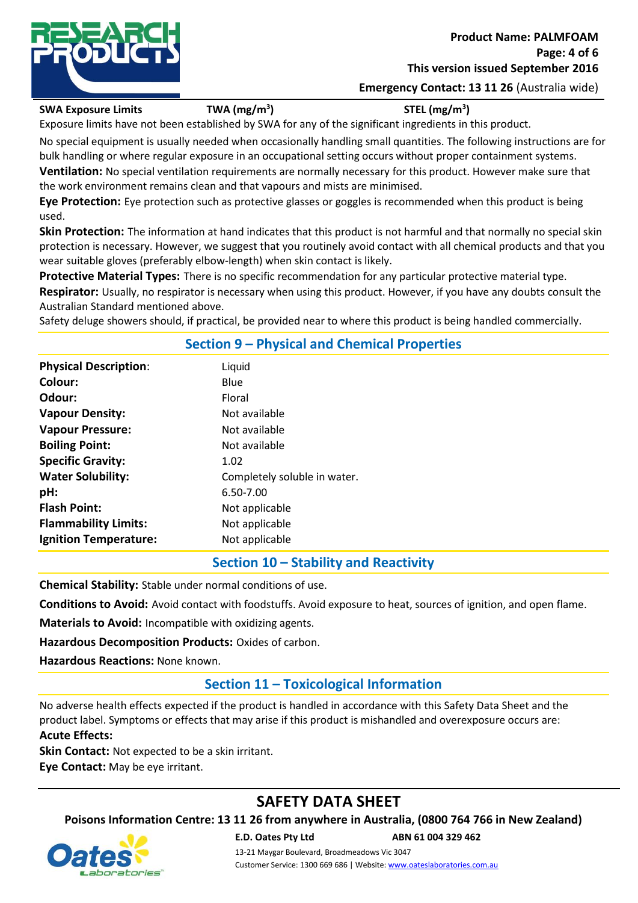**SWA Exposure Limits** **TWA ($mg/m^3$)** **STEL ($mg/m^3$)**

Exposure limits have not been established by SWA for any of the significant ingredients in this product.

No special equipment is usually needed when occasionally handling small quantities. The following instructions are for bulk handling or where regular exposure in an occupational setting occurs without proper containment systems.

**Ventilation:** No special ventilation requirements are normally necessary for this product. However make sure that the work environment remains clean and that vapours and mists are minimised.

**Eye Protection:** Eye protection such as protective glasses or goggles is recommended when this product is being used.

**Skin Protection:** The information at hand indicates that this product is not harmful and that normally no special skin protection is necessary. However, we suggest that you routinely avoid contact with all chemical products and that you wear suitable gloves (preferably elbow-length) when skin contact is likely.

**Protective Material Types:** There is no specific recommendation for any particular protective material type.

**Respirator:** Usually, no respirator is necessary when using this product. However, if you have any doubts consult the Australian Standard mentioned above.

Safety deluge showers should, if practical, be provided near to where this product is being handled commercially.

## Section 9 – Physical and Chemical Properties

| | |
|---|---|
| **Physical Description**: | Liquid |
| **Colour:** | Blue |
| **Odour:** | Floral |
| **Vapour Density:** | Not available |
| **Vapour Pressure:** | Not available |
| **Boiling Point:** | Not available |
| **Specific Gravity:** | 1.02 |
| **Water Solubility:** | Completely soluble in water. |
| **pH:** | 6.50-7.00 |
| **Flash Point:** | Not applicable |
| **Flammability Limits:** | Not applicable |
| **Ignition Temperature:** | Not applicable |

## Section 10 – Stability and Reactivity

**Chemical Stability:** Stable under normal conditions of use.

**Conditions to Avoid:** Avoid contact with foodstuffs. Avoid exposure to heat, sources of ignition, and open flame.

**Materials to Avoid:** Incompatible with oxidizing agents.

**Hazardous Decomposition Products:** Oxides of carbon.

**Hazardous Reactions:** None known.

## Section 11 – Toxicological Information

No adverse health effects expected if the product is handled in accordance with this Safety Data Sheet and the product label. Symptoms or effects that may arise if this product is mishandled and overexposure occurs are:

**Acute Effects:**

**Skin Contact:** Not expected to be a skin irritant.

**Eye Contact:** May be eye irritant.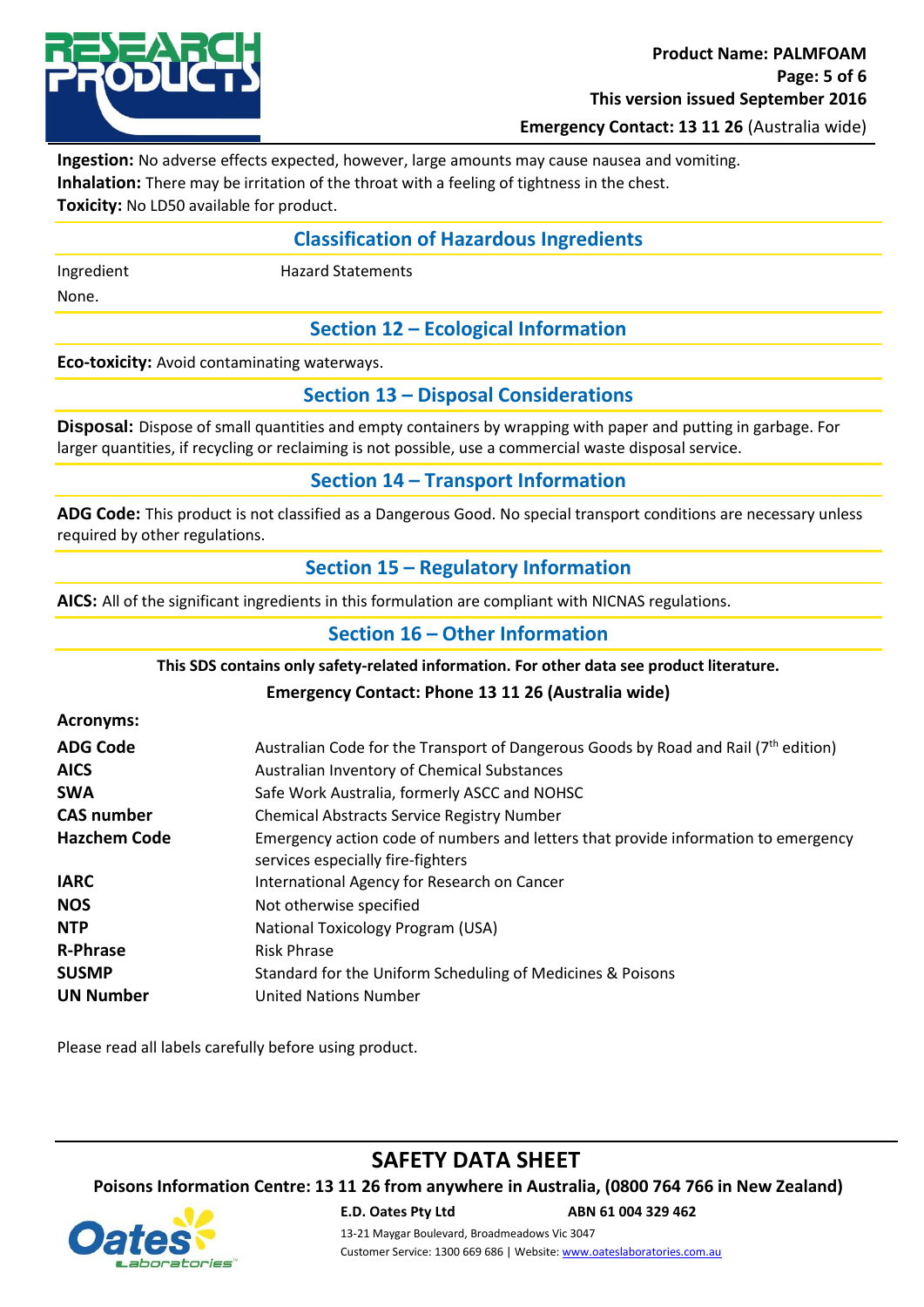**Ingestion:** No adverse effects expected, however, large amounts may cause nausea and vomiting.
**Inhalation:** There may be irritation of the throat with a feeling of tightness in the chest.
**Toxicity:** No LD50 available for product.

## Classification of Hazardous Ingredients

| Ingredient | Hazard Statements |
|---|---|
| None. | |

## Section 12 – Ecological Information

**Eco-toxicity:** Avoid contaminating waterways.

## Section 13 – Disposal Considerations

**Disposal:** Dispose of small quantities and empty containers by wrapping with paper and putting in garbage. For larger quantities, if recycling or reclaiming is not possible, use a commercial waste disposal service.

## Section 14 – Transport Information

**ADG Code:** This product is not classified as a Dangerous Good. No special transport conditions are necessary unless required by other regulations.

## Section 15 – Regulatory Information

**AICS:** All of the significant ingredients in this formulation are compliant with NICNAS regulations.

## Section 16 – Other Information

**This SDS contains only safety-related information. For other data see product literature.**

**Emergency Contact: Phone 13 11 26 (Australia wide)**

**Acronyms:**

| | |
|---|---|
| **ADG Code** | Australian Code for the Transport of Dangerous Goods by Road and Rail (7th edition) |
| **AICS** | Australian Inventory of Chemical Substances |
| **SWA** | Safe Work Australia, formerly ASCC and NOHSC |
| **CAS number** | Chemical Abstracts Service Registry Number |
| **Hazchem Code** | Emergency action code of numbers and letters that provide information to emergency services especially fire-fighters |
| **IARC** | International Agency for Research on Cancer |
| **NOS** | Not otherwise specified |
| **NTP** | National Toxicology Program (USA) |
| **R-Phrase** | Risk Phrase |
| **SUSMP** | Standard for the Uniform Scheduling of Medicines & Poisons |
| **UN Number** | United Nations Number |

Please read all labels carefully before using product.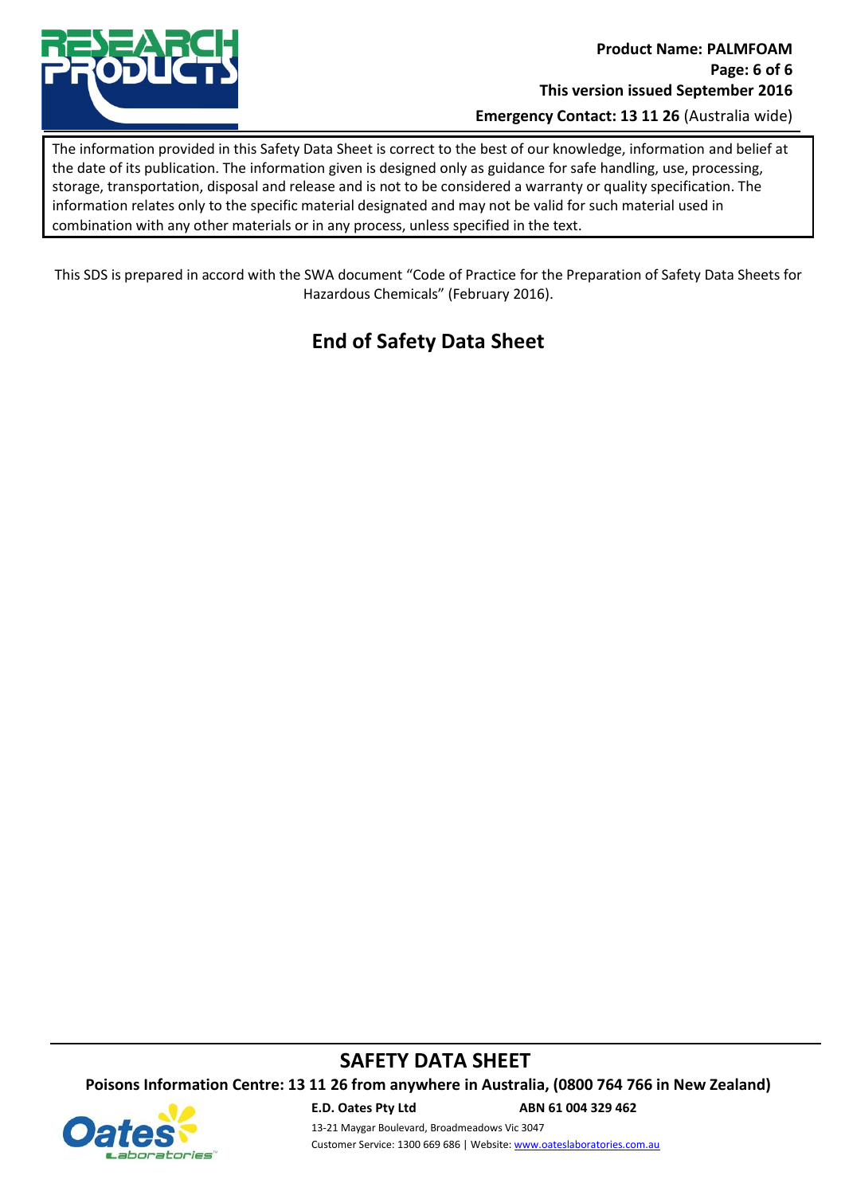The information provided in this Safety Data Sheet is correct to the best of our knowledge, information and belief at the date of its publication. The information given is designed only as guidance for safe handling, use, processing, storage, transportation, disposal and release and is not to be considered a warranty or quality specification. The information relates only to the specific material designated and may not be valid for such material used in combination with any other materials or in any process, unless specified in the text.

This SDS is prepared in accord with the SWA document "Code of Practice for the Preparation of Safety Data Sheets for Hazardous Chemicals" (February 2016).

## End of Safety Data Sheet